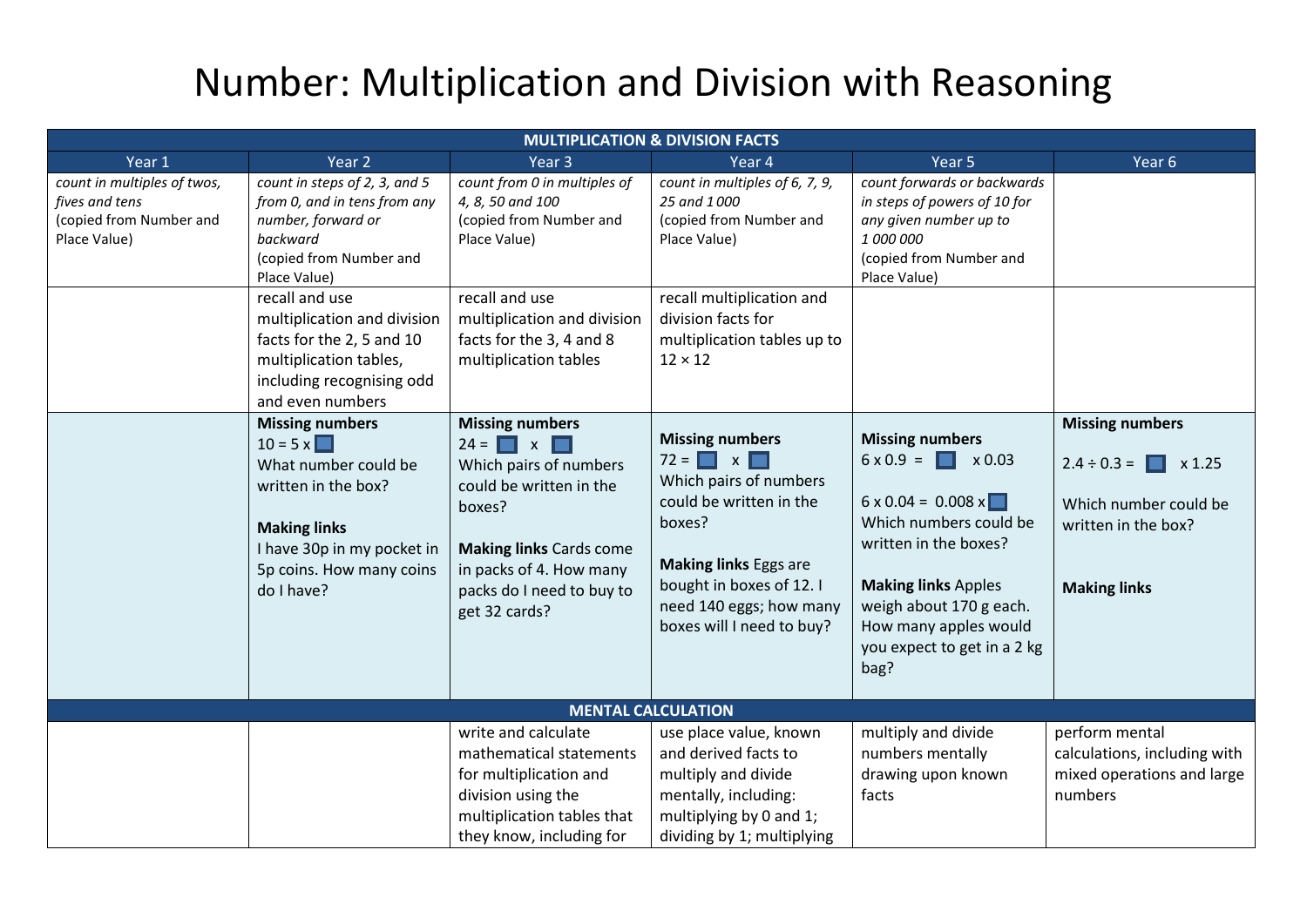# Number: Multiplication and Division with Reasoning

| | | | | | |
|---|---|---|---|---|---|
| **MULTIPLICATION & DIVISION FACTS** | | | | | |
| Year 1 | Year 2 | Year 3 | Year 4 | Year 5 | Year 6 |
| *count in multiples of twos, fives and tens*<br>(copied from Number and Place Value) | *count in steps of 2, 3, and 5 from 0, and in tens from any number, forward or backward*<br>(copied from Number and Place Value) | *count from 0 in multiples of 4, 8, 50 and 100*<br>(copied from Number and Place Value) | *count in multiples of 6, 7, 9, 25 and 1 000*<br>(copied from Number and Place Value) | *count forwards or backwards in steps of powers of 10 for any given number up to 1 000 000*<br>(copied from Number and Place Value) | |
| | recall and use multiplication and division facts for the 2, 5 and 10 multiplication tables, including recognising odd and even numbers | recall and use multiplication and division facts for the 3, 4 and 8 multiplication tables | recall multiplication and division facts for multiplication tables up to 12 × 12 | | |
| | **Missing numbers**<br>10 = 5 x ☐<br>What number could be written in the box?<br><br>**Making links**<br>I have 30p in my pocket in 5p coins. How many coins do I have? | **Missing numbers**<br>24 = ☐ x ☐<br>Which pairs of numbers could be written in the boxes?<br><br>**Making links** Cards come in packs of 4. How many packs do I need to buy to get 32 cards? | **Missing numbers**<br>72 = ☐ x ☐<br>Which pairs of numbers could be written in the boxes?<br><br>**Making links** Eggs are bought in boxes of 12. I need 140 eggs; how many boxes will I need to buy? | **Missing numbers**<br>6 x 0.9 = ☐ x 0.03<br><br>6 x 0.04 = 0.008 x ☐<br>Which numbers could be written in the boxes?<br><br>**Making links** Apples weigh about 170 g each. How many apples would you expect to get in a 2 kg bag? | **Missing numbers**<br><br>2.4 ÷ 0.3 = ☐ x 1.25<br><br>Which number could be written in the box?<br><br>**Making links** |
| **MENTAL CALCULATION** | | | | | |
| | | write and calculate mathematical statements for multiplication and division using the multiplication tables that they know, including for | use place value, known and derived facts to multiply and divide mentally, including: multiplying by 0 and 1; dividing by 1; multiplying | multiply and divide numbers mentally drawing upon known facts | perform mental calculations, including with mixed operations and large numbers |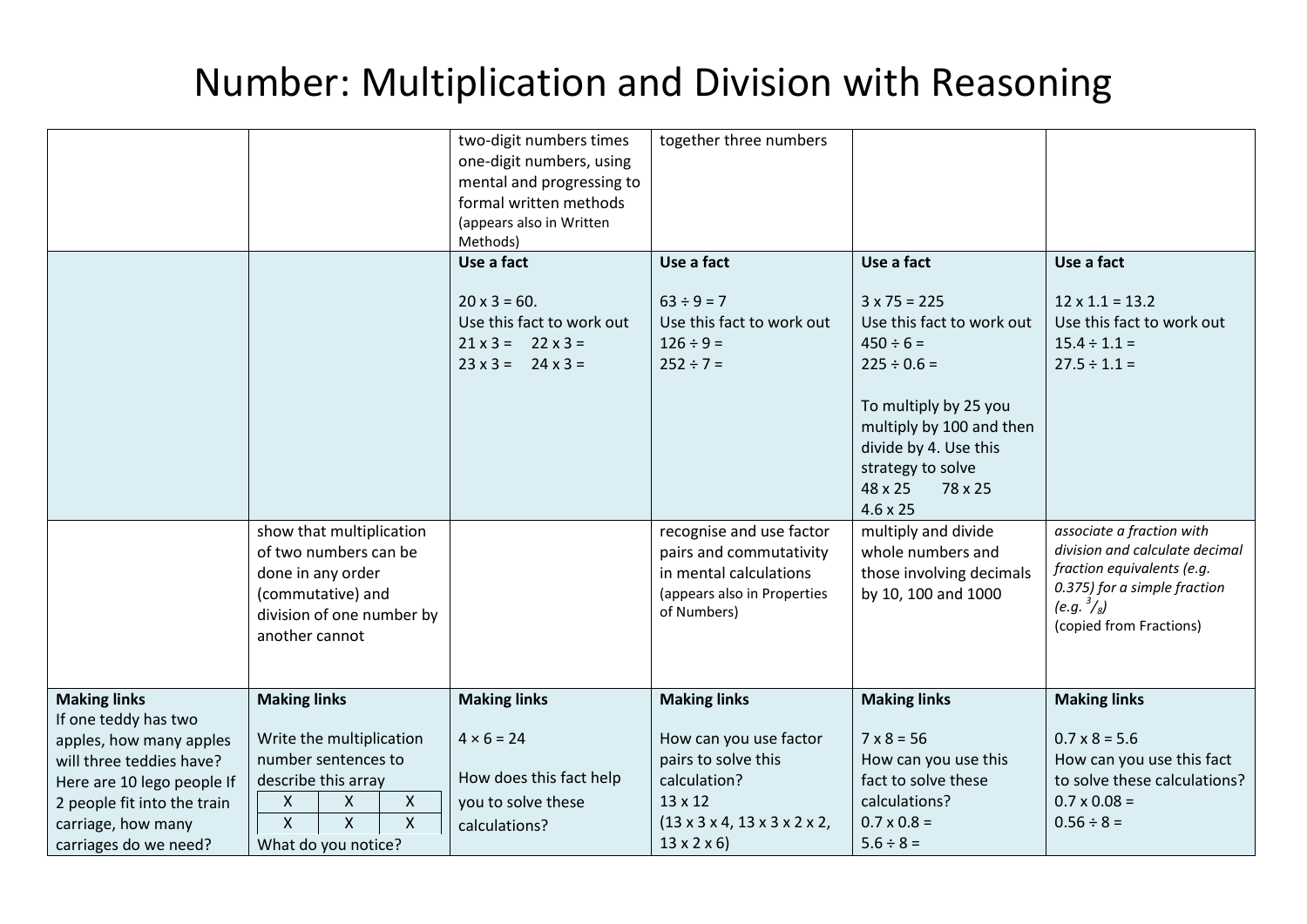# Number: Multiplication and Division with Reasoning

| | | | | | |
|---|---|---|---|---|---|
| | | two-digit numbers times one-digit numbers, using mental and progressing to formal written methods (appears also in Written Methods) | together three numbers | | |
| | | **Use a fact**<br><br>20 x 3 = 60.<br>Use this fact to work out<br>21 x 3 =    22 x 3 =<br>23 x 3 =    24 x 3 = | **Use a fact**<br><br>63 ÷ 9 = 7<br>Use this fact to work out<br>126 ÷ 9 =<br>252 ÷ 7 = | **Use a fact**<br><br>3 x 75 = 225<br>Use this fact to work out<br>450 ÷ 6 =<br>225 ÷ 0.6 =<br><br>To multiply by 25 you multiply by 100 and then divide by 4. Use this strategy to solve<br>48 x 25    78 x 25<br>4.6 x 25 | **Use a fact**<br><br>12 x 1.1 = 13.2<br>Use this fact to work out<br>15.4 ÷ 1.1 =<br>27.5 ÷ 1.1 = |
| | show that multiplication of two numbers can be done in any order (commutative) and division of one number by another cannot | | recognise and use factor pairs and commutativity in mental calculations (appears also in Properties of Numbers) | multiply and divide whole numbers and those involving decimals by 10, 100 and 1000 | *associate a fraction with division and calculate decimal fraction equivalents (e.g. 0.375) for a simple fraction (e.g. $^3/_8$)* (copied from Fractions) |
| **Making links**<br>If one teddy has two apples, how many apples will three teddies have?<br>Here are 10 lego people If 2 people fit into the train carriage, how many carriages do we need? | **Making links**<br><br>Write the multiplication number sentences to describe this array<br>X X X<br>X X X<br>What do you notice? | **Making links**<br><br>4 × 6 = 24<br><br>How does this fact help you to solve these calculations? | **Making links**<br><br>How can you use factor pairs to solve this calculation?<br>13 x 12<br>(13 x 3 x 4, 13 x 3 x 2 x 2, 13 x 2 x 6) | **Making links**<br><br>7 x 8 = 56<br>How can you use this fact to solve these calculations?<br>0.7 x 0.8 =<br>5.6 ÷ 8 = | **Making links**<br><br>0.7 x 8 = 5.6<br>How can you use this fact to solve these calculations?<br>0.7 x 0.08 =<br>0.56 ÷ 8 = |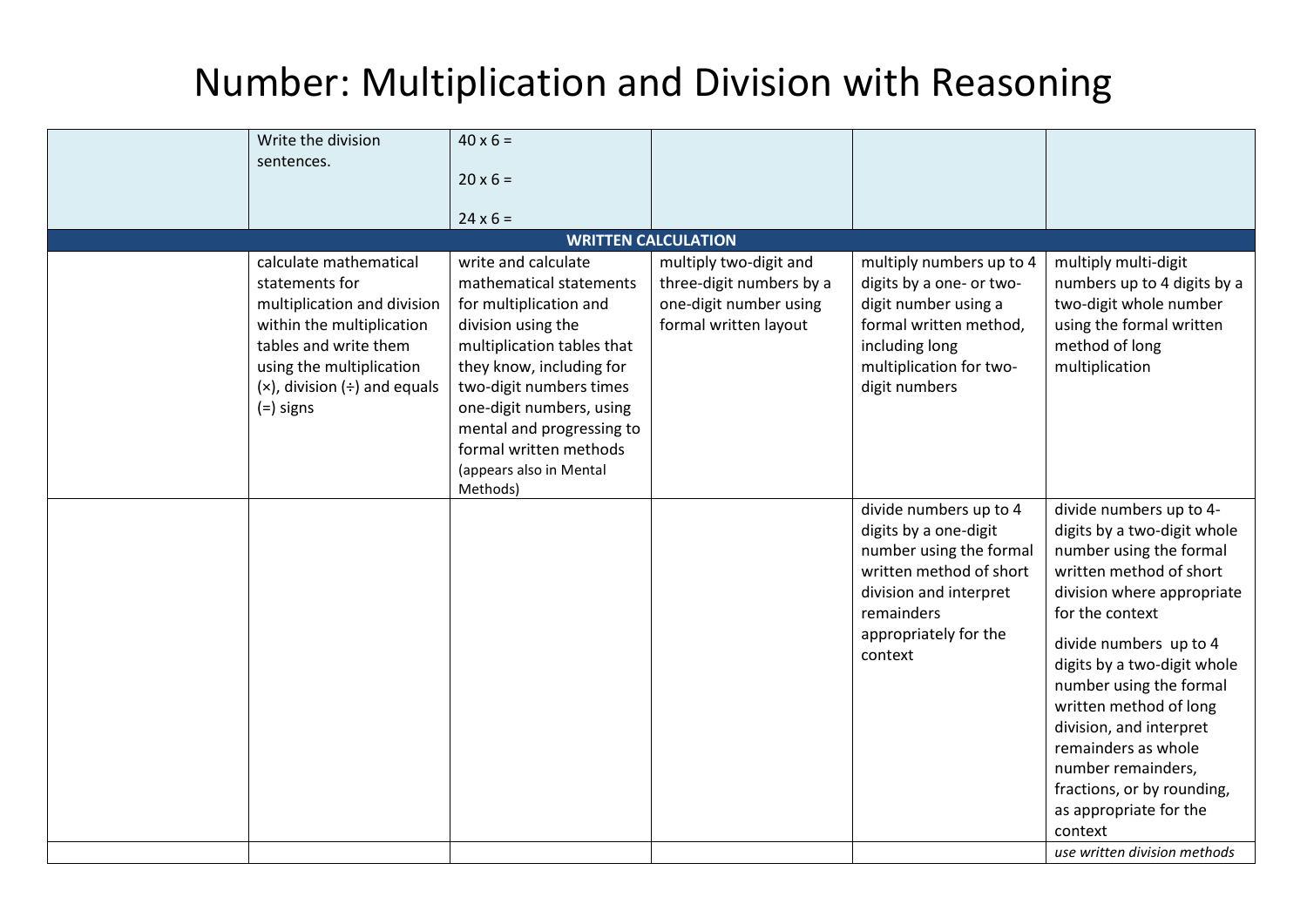# Number: Multiplication and Division with Reasoning

| | | | | | |
|---|---|---|---|---|---|
| | Write the division sentences. | 40 x 6 = <br><br> 20 x 6 = <br><br> 24 x 6 = | | | |
| **WRITTEN CALCULATION** | | | | | |
| | calculate mathematical statements for multiplication and division within the multiplication tables and write them using the multiplication (×), division (÷) and equals (=) signs | write and calculate mathematical statements for multiplication and division using the multiplication tables that they know, including for two-digit numbers times one-digit numbers, using mental and progressing to formal written methods (appears also in Mental Methods) | multiply two-digit and three-digit numbers by a one-digit number using formal written layout | multiply numbers up to 4 digits by a one- or two-digit number using a formal written method, including long multiplication for two-digit numbers | multiply multi-digit numbers up to 4 digits by a two-digit whole number using the formal written method of long multiplication |
| | | | | divide numbers up to 4 digits by a one-digit number using the formal written method of short division and interpret remainders appropriately for the context | divide numbers up to 4-digits by a two-digit whole number using the formal written method of short division where appropriate for the context <br><br> divide numbers up to 4 digits by a two-digit whole number using the formal written method of long division, and interpret remainders as whole number remainders, fractions, or by rounding, as appropriate for the context |
| | | | | | *use written division methods* |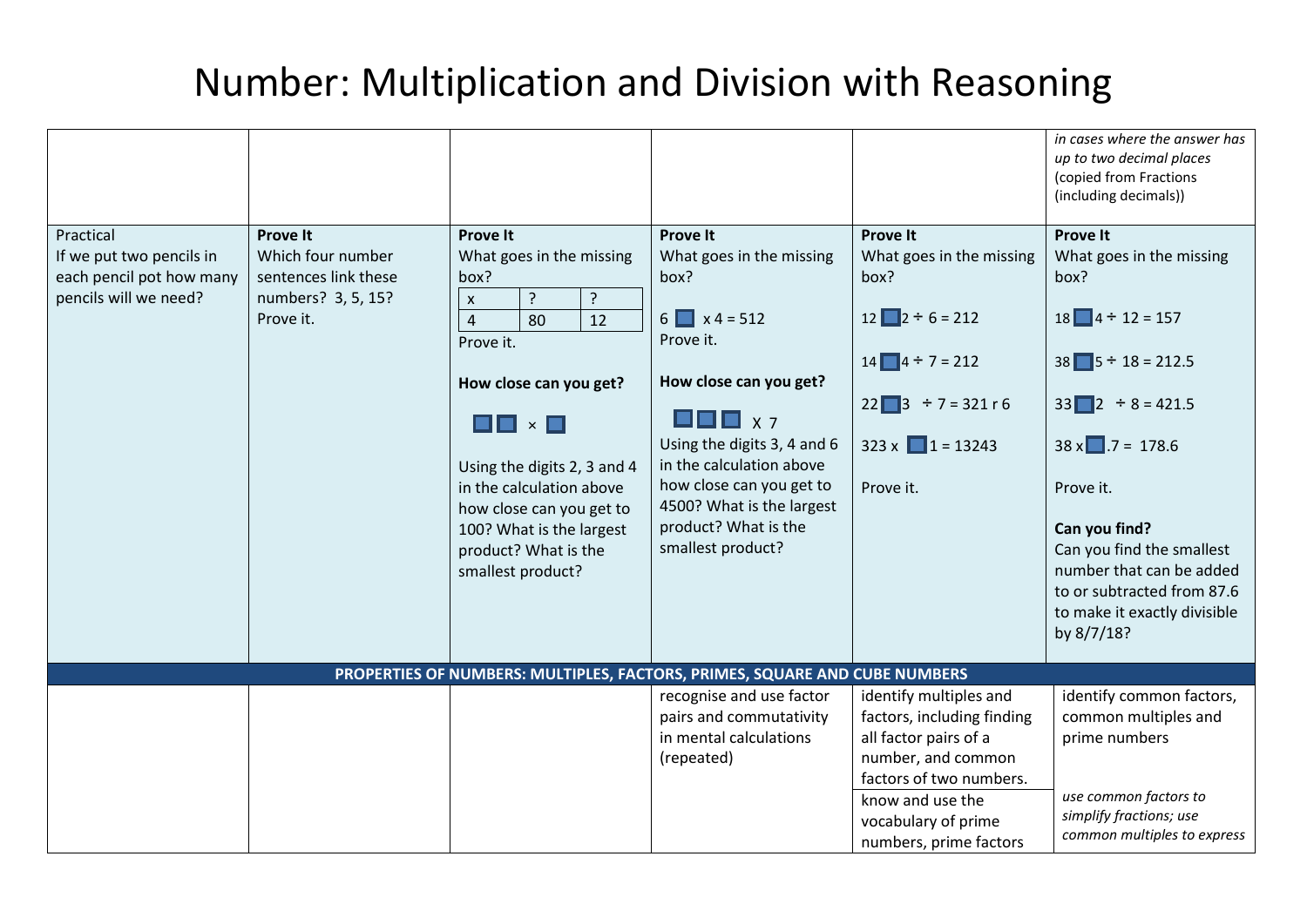# Number: Multiplication and Division with Reasoning

| | | | | | |
|---|---|---|---|---|---|
| | | | | | *in cases where the answer has up to two decimal places* (copied from Fractions (including decimals)) |
| Practical<br>If we put two pencils in each pencil pot how many pencils will we need? | **Prove It**<br>Which four number sentences link these numbers? 3, 5, 15? Prove it. | **Prove It**<br>What goes in the missing box?<br>x \| ? \| ?<br>4 \| 80 \| 12<br>Prove it.<br><br>**How close can you get?**<br>☐☐ × ☐<br><br>Using the digits 2, 3 and 4 in the calculation above how close can you get to 100? What is the largest product? What is the smallest product? | **Prove It**<br>What goes in the missing box?<br><br>6 ☐ x 4 = 512<br>Prove it.<br><br>**How close can you get?**<br><br>☐☐☐ X 7<br>Using the digits 3, 4 and 6 in the calculation above how close can you get to 4500? What is the largest product? What is the smallest product? | **Prove It**<br>What goes in the missing box?<br><br>12 ☐2 ÷ 6 = 212<br><br>14 ☐4 ÷ 7 = 212<br><br>22 ☐3 ÷ 7 = 321 r 6<br><br>323 x ☐1 = 13243<br><br>Prove it. | **Prove It**<br>What goes in the missing box?<br><br>18 ☐4 ÷ 12 = 157<br><br>38 ☐5 ÷ 18 = 212.5<br><br>33 ☐2 ÷ 8 = 421.5<br><br>38 x ☐.7 = 178.6<br><br>Prove it.<br><br>**Can you find?**<br>Can you find the smallest number that can be added to or subtracted from 87.6 to make it exactly divisible by 8/7/18? |
| **PROPERTIES OF NUMBERS: MULTIPLES, FACTORS, PRIMES, SQUARE AND CUBE NUMBERS** | | | | | |
| | | | recognise and use factor pairs and commutativity in mental calculations (repeated) | identify multiples and factors, including finding all factor pairs of a number, and common factors of two numbers.<br><br>know and use the vocabulary of prime numbers, prime factors | identify common factors, common multiples and prime numbers<br><br>*use common factors to simplify fractions; use common multiples to express* |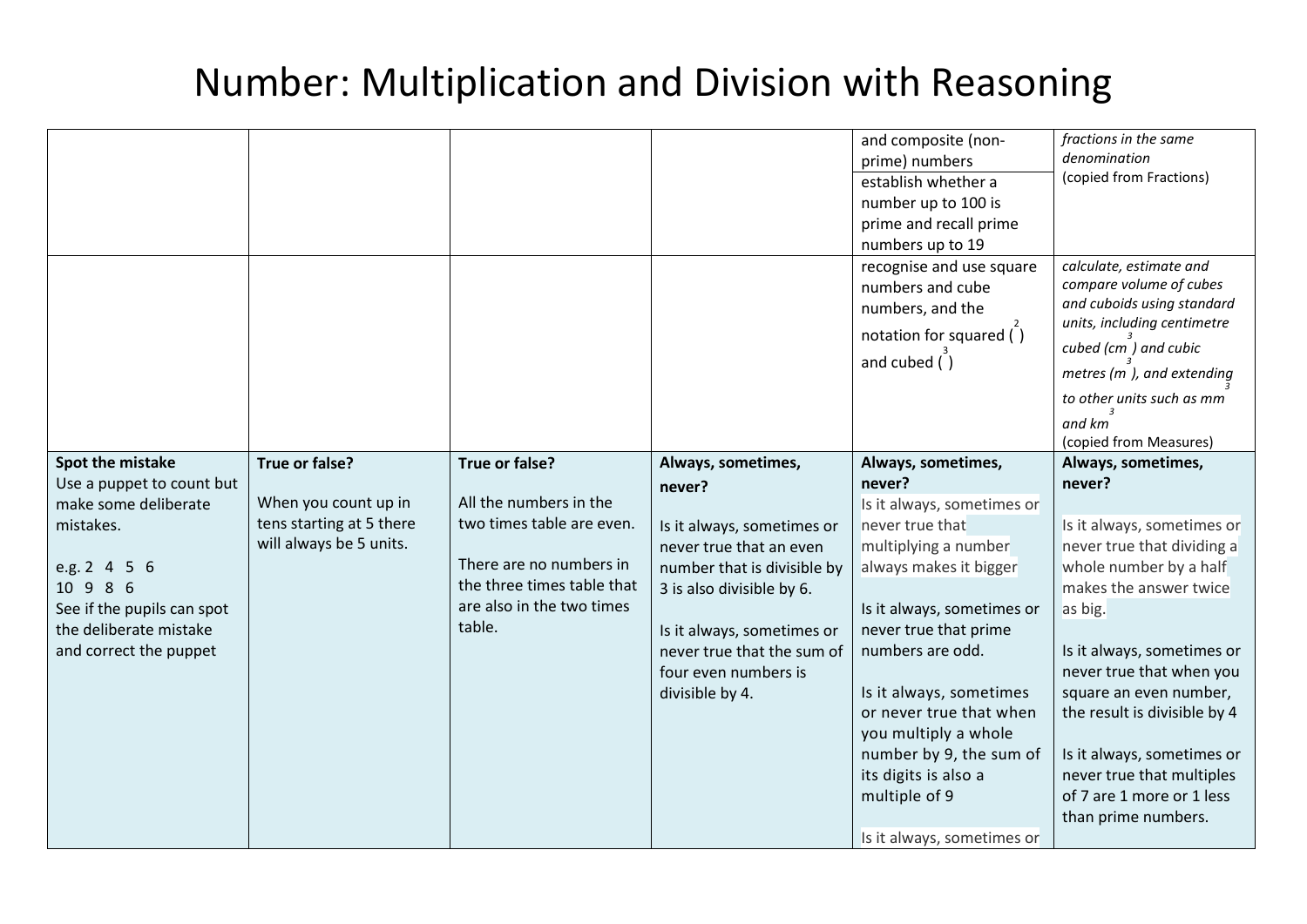# Number: Multiplication and Division with Reasoning

| | | | | | |
|---|---|---|---|---|---|
| | | | | and composite (non-prime) numbers<br><br>establish whether a number up to 100 is prime and recall prime numbers up to 19 | *fractions in the same denomination*<br>(copied from Fractions) |
| | | | | recognise and use square numbers and cube numbers, and the notation for squared ($^2$) and cubed ($^3$) | *calculate, estimate and compare volume of cubes and cuboids using standard units, including centimetre cubed ($cm^3$) and cubic metres ($m^3$), and extending to other units such as $mm^3$ and $km^3$*<br>(copied from Measures) |
| **Spot the mistake**<br>Use a puppet to count but make some deliberate mistakes.<br><br>e.g. 2 4 5 6<br>10 9 8 6<br>See if the pupils can spot the deliberate mistake and correct the puppet | **True or false?**<br><br>When you count up in tens starting at 5 there will always be 5 units. | **True or false?**<br><br>All the numbers in the two times table are even.<br><br>There are no numbers in the three times table that are also in the two times table. | **Always, sometimes, never?**<br><br>Is it always, sometimes or never true that an even number that is divisible by 3 is also divisible by 6.<br><br>Is it always, sometimes or never true that the sum of four even numbers is divisible by 4. | **Always, sometimes, never?**<br>Is it always, sometimes or never true that multiplying a number always makes it bigger<br><br>Is it always, sometimes or never true that prime numbers are odd.<br><br>Is it always, sometimes or never true that when you multiply a whole number by 9, the sum of its digits is also a multiple of 9<br><br>Is it always, sometimes or | **Always, sometimes, never?**<br><br>Is it always, sometimes or never true that dividing a whole number by a half makes the answer twice as big.<br><br>Is it always, sometimes or never true that when you square an even number, the result is divisible by 4<br><br>Is it always, sometimes or never true that multiples of 7 are 1 more or 1 less than prime numbers. |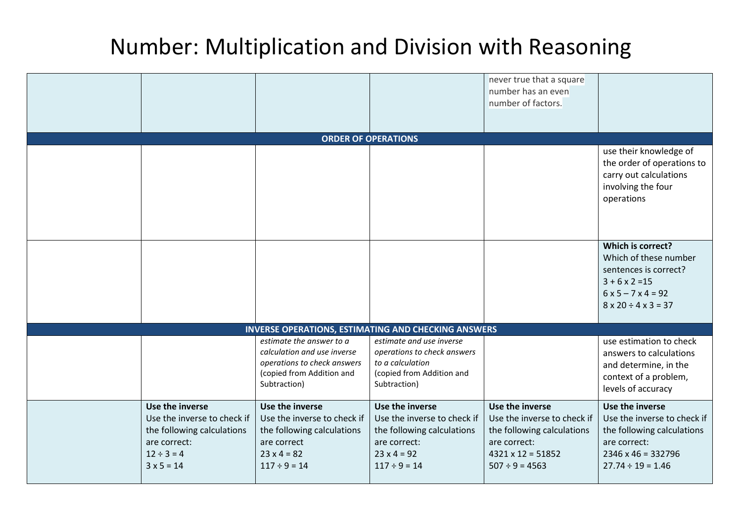# Number: Multiplication and Division with Reasoning

| | | | | | |
|---|---|---|---|---|---|
| | | | | never true that a square number has an even number of factors. | |
| **ORDER OF OPERATIONS** | | | | | |
| | | | | | use their knowledge of the order of operations to carry out calculations involving the four operations |
| | | | | | **Which is correct?**<br>Which of these number sentences is correct?<br>3 + 6 x 2 =15<br>6 x 5 – 7 x 4 = 92<br>8 x 20 ÷ 4 x 3 = 37 |
| **INVERSE OPERATIONS, ESTIMATING AND CHECKING ANSWERS** | | | | | |
| | | *estimate the answer to a calculation and use inverse operations to check answers* (copied from Addition and Subtraction) | *estimate and use inverse operations to check answers to a calculation* (copied from Addition and Subtraction) | | use estimation to check answers to calculations and determine, in the context of a problem, levels of accuracy |
| | **Use the inverse**<br>Use the inverse to check if the following calculations are correct:<br>12 ÷ 3 = 4<br>3 x 5 = 14 | **Use the inverse**<br>Use the inverse to check if the following calculations are correct<br>23 x 4 = 82<br>117 ÷ 9 = 14 | **Use the inverse**<br>Use the inverse to check if the following calculations are correct:<br>23 x 4 = 92<br>117 ÷ 9 = 14 | **Use the inverse**<br>Use the inverse to check if the following calculations are correct:<br>4321 x 12 = 51852<br>507 ÷ 9 = 4563 | **Use the inverse**<br>Use the inverse to check if the following calculations are correct:<br>2346 x 46 = 332796<br>27.74 ÷ 19 = 1.46 |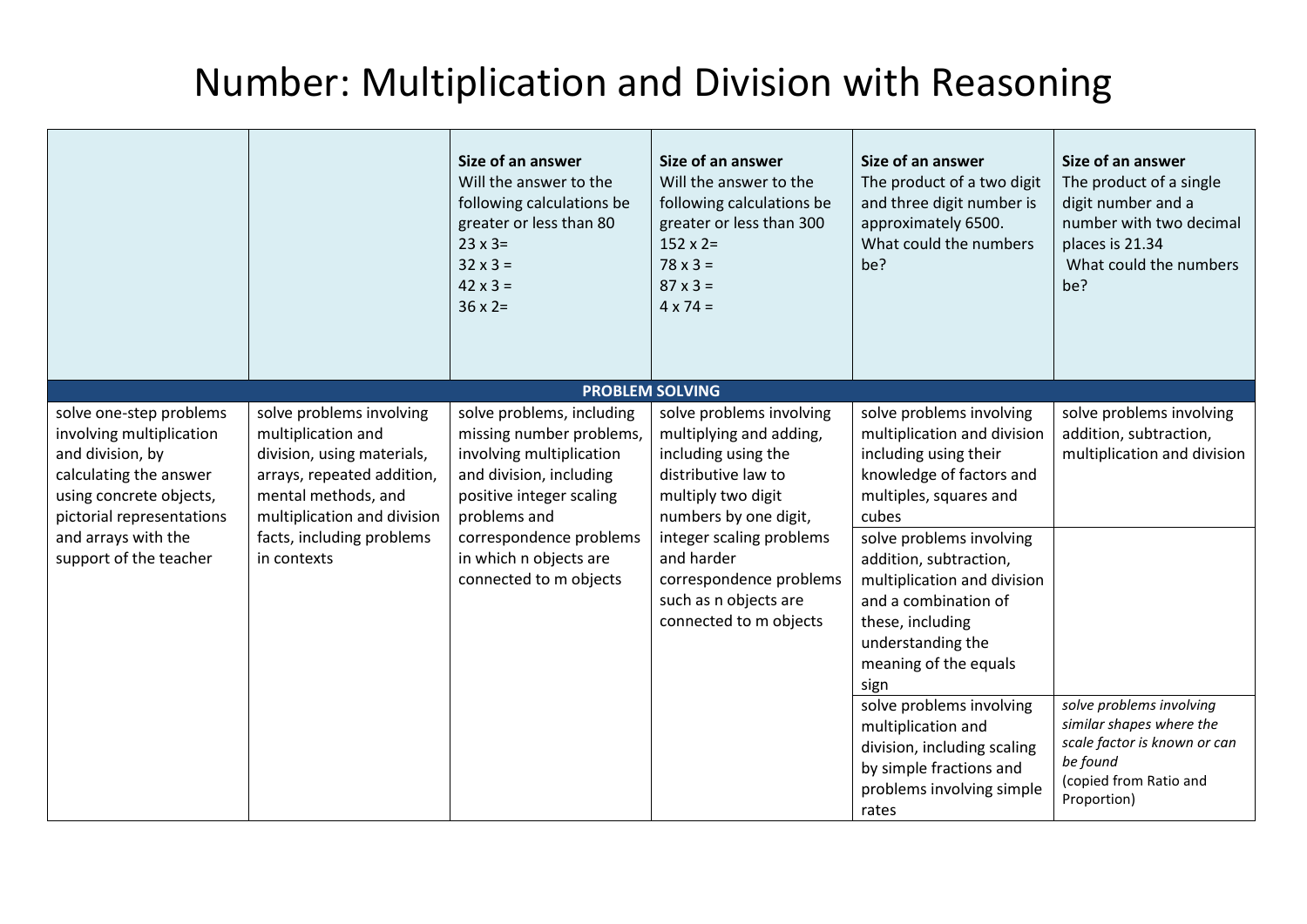# Number: Multiplication and Division with Reasoning

| | | | | | |
|---|---|---|---|---|---|
| | | **Size of an answer**<br>Will the answer to the following calculations be greater or less than 80<br>23 x 3=<br>32 x 3 =<br>42 x 3 =<br>36 x 2= | **Size of an answer**<br>Will the answer to the following calculations be greater or less than 300<br>152 x 2=<br>78 x 3 =<br>87 x 3 =<br>4 x 74 = | **Size of an answer**<br>The product of a two digit and three digit number is approximately 6500. What could the numbers be? | **Size of an answer**<br>The product of a single digit number and a number with two decimal places is 21.34<br>What could the numbers be? |
| **PROBLEM SOLVING** | | | | | |
| solve one-step problems involving multiplication and division, by calculating the answer using concrete objects, pictorial representations and arrays with the support of the teacher | solve problems involving multiplication and division, using materials, arrays, repeated addition, mental methods, and multiplication and division facts, including problems in contexts | solve problems, including missing number problems, involving multiplication and division, including positive integer scaling problems and correspondence problems in which n objects are connected to m objects | solve problems involving multiplying and adding, including using the distributive law to multiply two digit numbers by one digit, integer scaling problems and harder correspondence problems such as n objects are connected to m objects | solve problems involving multiplication and division including using their knowledge of factors and multiples, squares and cubes<br><br>solve problems involving addition, subtraction, multiplication and division and a combination of these, including understanding the meaning of the equals sign<br><br>solve problems involving multiplication and division, including scaling by simple fractions and problems involving simple rates | solve problems involving addition, subtraction, multiplication and division<br><br>*solve problems involving similar shapes where the scale factor is known or can be found*<br>(copied from Ratio and Proportion) |